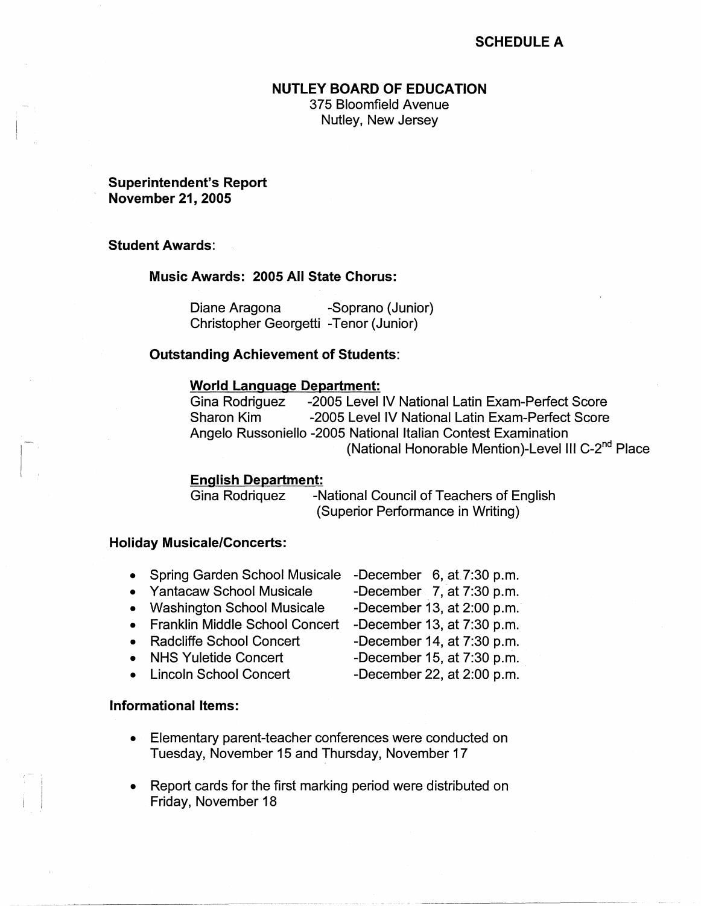**SCHEDULE A**

# NUTLEY BOARD OF EDUCATION

375 Bloomfield Avenue
Nutley, New Jersey

**Superintendent's Report**
**November 21, 2005**

## Student Awards:

### Music Awards: 2005 All State Chorus:

Diane Aragona -Soprano (Junior)
Christopher Georgetti -Tenor (Junior)

### Outstanding Achievement of Students:

**World Language Department:**

Gina Rodriguez -2005 Level IV National Latin Exam-Perfect Score
Sharon Kim -2005 Level IV National Latin Exam-Perfect Score
Angelo Russoniello -2005 National Italian Contest Examination (National Honorable Mention)-Level III C-2nd Place

**English Department:**

Gina Rodriquez -National Council of Teachers of English (Superior Performance in Writing)

## Holiday Musicale/Concerts:

- Spring Garden School Musicale -December 6, at 7:30 p.m.
- Yantacaw School Musicale -December 7, at 7:30 p.m.
- Washington School Musicale -December 13, at 2:00 p.m.
- Franklin Middle School Concert -December 13, at 7:30 p.m.
- Radcliffe School Concert -December 14, at 7:30 p.m.
- NHS Yuletide Concert -December 15, at 7:30 p.m.
- Lincoln School Concert -December 22, at 2:00 p.m.

## Informational Items:

- Elementary parent-teacher conferences were conducted on Tuesday, November 15 and Thursday, November 17
- Report cards for the first marking period were distributed on Friday, November 18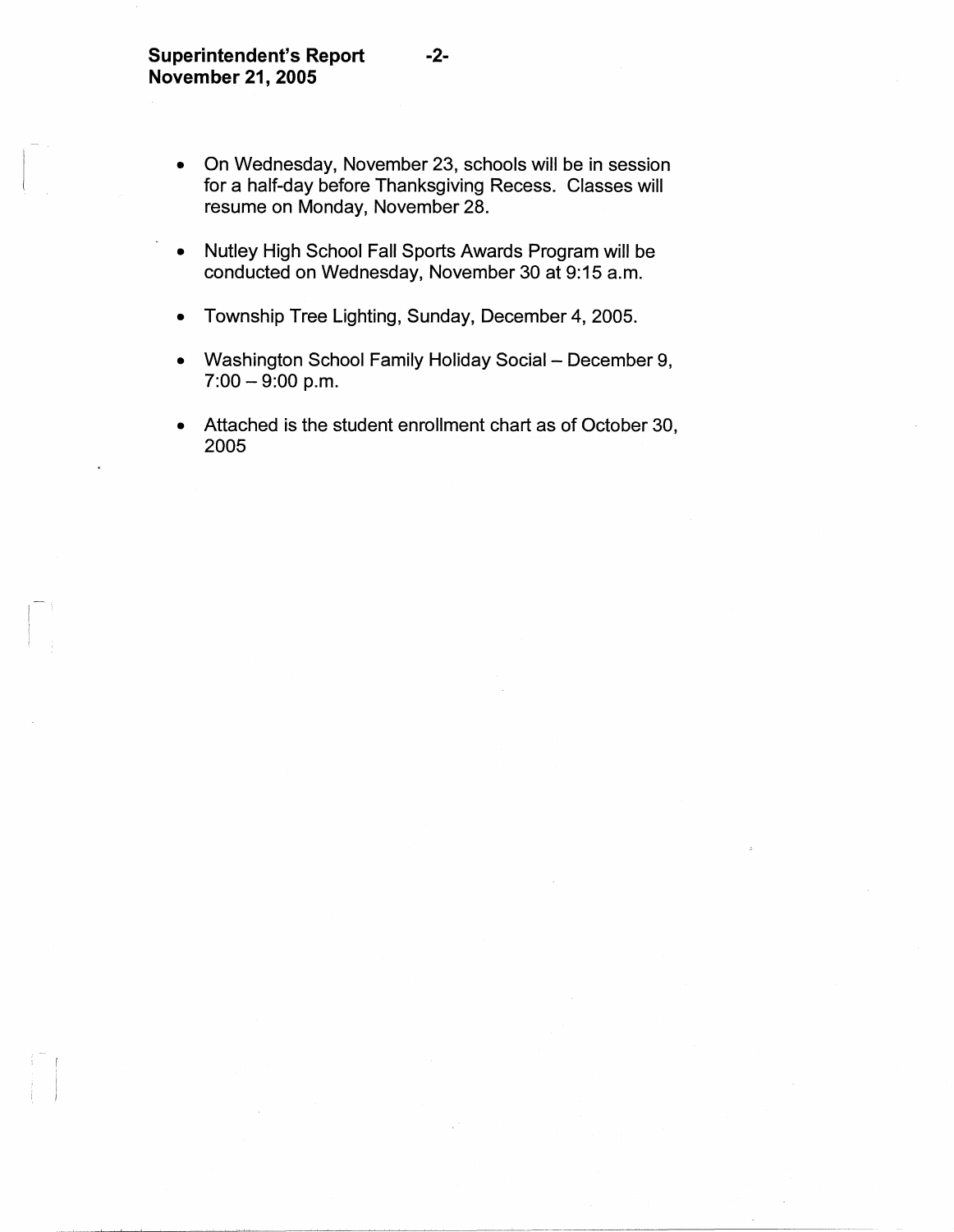- On Wednesday, November 23, schools will be in session for a half-day before Thanksgiving Recess. Classes will resume on Monday, November 28.

- Nutley High School Fall Sports Awards Program will be conducted on Wednesday, November 30 at 9:15 a.m.

- Township Tree Lighting, Sunday, December 4, 2005.

- Washington School Family Holiday Social – December 9, 7:00 – 9:00 p.m.

- Attached is the student enrollment chart as of October 30, 2005